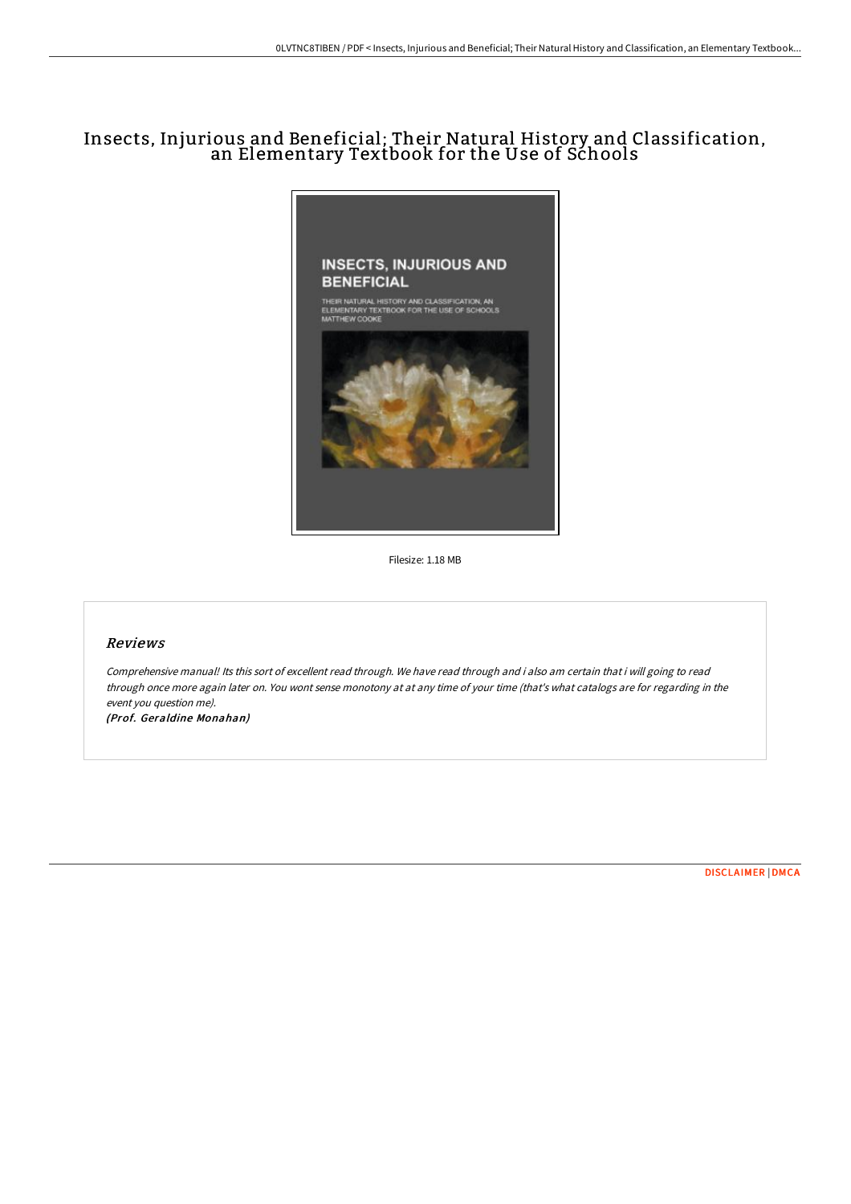# Insects, Injurious and Beneficial; Their Natural History and Classification, an Elementary Textbook for the Use of Schools

Filesize: 1.18 MB

## Reviews

*Comprehensive manual! Its this sort of excellent read through. We have read through and i also am certain that i will going to read through once more again later on. You wont sense monotony at at any time of your time (that's what catalogs are for regarding in the event you question me).*

***(Prof. Geraldine Monahan)***

[DISCLAIMER](#) | [DMCA](#)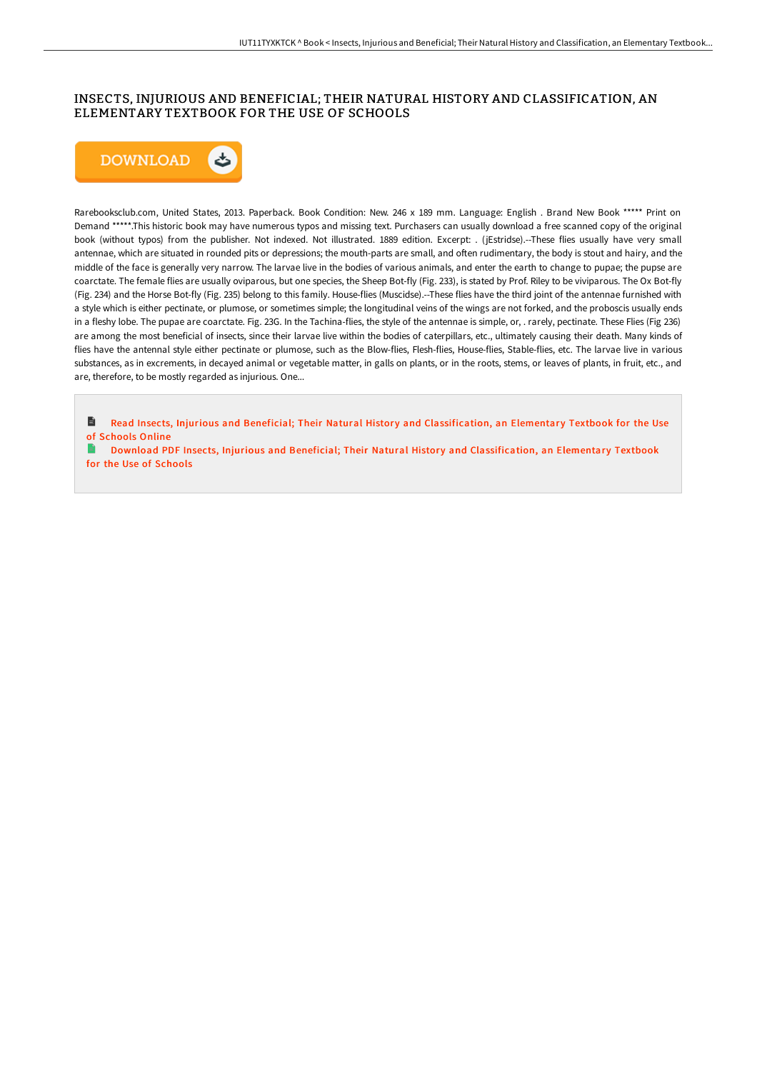# INSECTS, INJURIOUS AND BENEFICIAL; THEIR NATURAL HISTORY AND CLASSIFICATION, AN ELEMENTARY TEXTBOOK FOR THE USE OF SCHOOLS

DOWNLOAD

Rarebooksclub.com, United States, 2013. Paperback. Book Condition: New. 246 x 189 mm. Language: English . Brand New Book ***** Print on Demand *****.This historic book may have numerous typos and missing text. Purchasers can usually download a free scanned copy of the original book (without typos) from the publisher. Not indexed. Not illustrated. 1889 edition. Excerpt: . (jEstridse).--These flies usually have very small antennae, which are situated in rounded pits or depressions; the mouth-parts are small, and often rudimentary, the body is stout and hairy, and the middle of the face is generally very narrow. The larvae live in the bodies of various animals, and enter the earth to change to pupae; the pupae are coarctate. The female flies are usually oviparous, but one species, the Sheep Bot-fly (Fig. 233), is stated by Prof. Riley to be viviparous. The Ox Bot-fly (Fig. 234) and the Horse Bot-fly (Fig. 235) belong to this family. House-flies (Muscidse).--These flies have the third joint of the antennae furnished with a style which is either pectinate, or plumose, or sometimes simple; the longitudinal veins of the wings are not forked, and the proboscis usually ends in a fleshy lobe. The pupae are coarctate. Fig. 23G. In the Tachina-flies, the style of the antennae is simple, or, . rarely, pectinate. These Flies (Fig 236) are among the most beneficial of insects, since their larvae live within the bodies of caterpillars, etc., ultimately causing their death. Many kinds of flies have the antennal style either pectinate or plumose, such as the Blow-flies, Flesh-flies, House-flies, Stable-flies, etc. The larvae live in various substances, as in excrements, in decayed animal or vegetable matter, in galls on plants, or in the roots, stems, or leaves of plants, in fruit, etc., and are, therefore, to be mostly regarded as injurious. One...

Read Insects, Injurious and Beneficial; Their Natural History and Classification, an Elementary Textbook for the Use of Schools Online

Download PDF Insects, Injurious and Beneficial; Their Natural History and Classification, an Elementary Textbook for the Use of Schools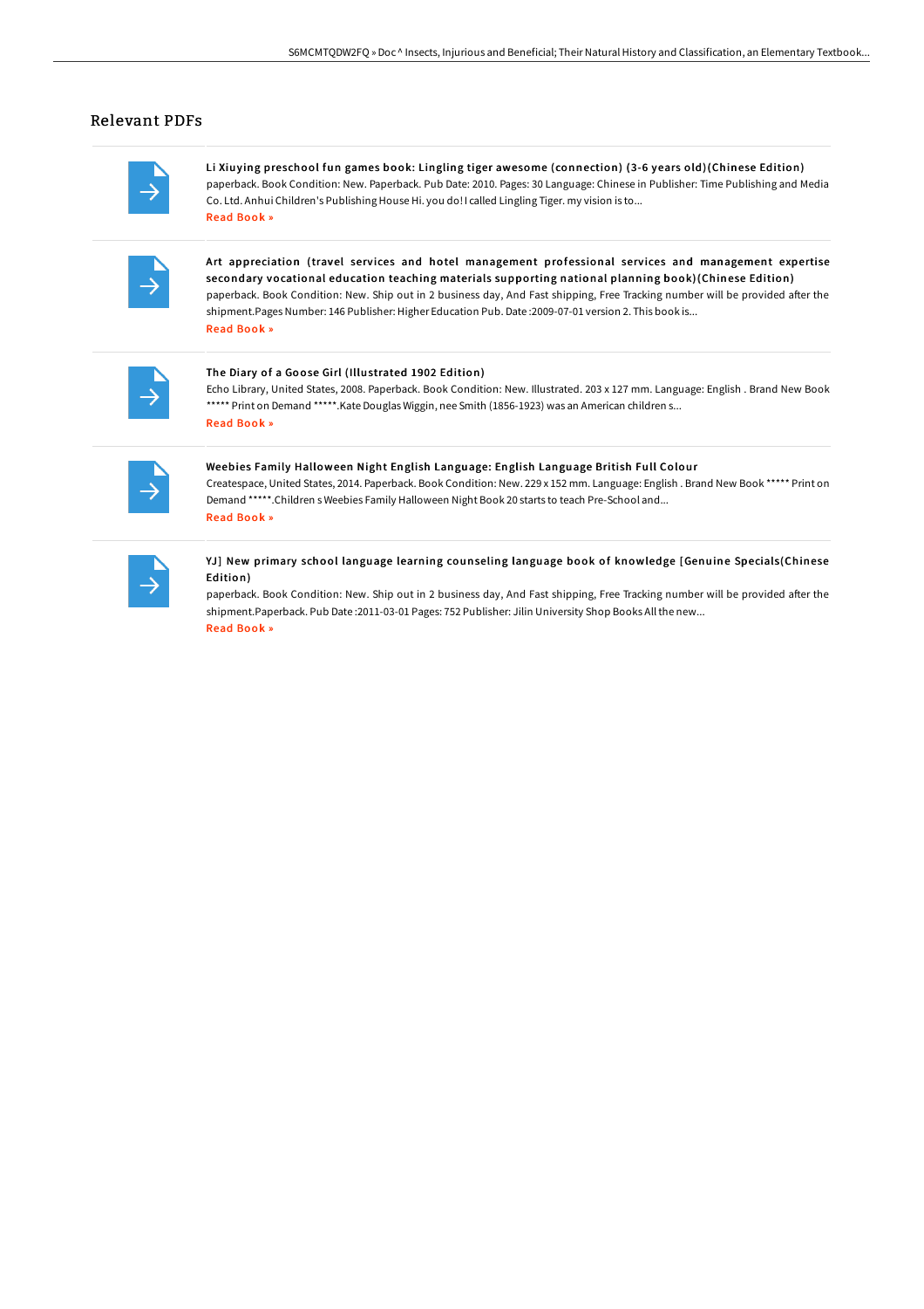## Relevant PDFs

**Li Xiuying preschool fun games book: Lingling tiger awesome (connection) (3-6 years old)(Chinese Edition)**

paperback. Book Condition: New. Paperback. Pub Date: 2010. Pages: 30 Language: Chinese in Publisher: Time Publishing and Media Co. Ltd. Anhui Children's Publishing House Hi. you do! I called Lingling Tiger. my vision is to...

Read Book »

**Art appreciation (travel services and hotel management professional services and management expertise secondary vocational education teaching materials supporting national planning book)(Chinese Edition)**

paperback. Book Condition: New. Ship out in 2 business day, And Fast shipping, Free Tracking number will be provided after the shipment.Pages Number: 146 Publisher: Higher Education Pub. Date :2009-07-01 version 2. This book is...

Read Book »

**The Diary of a Goose Girl (Illustrated 1902 Edition)**

Echo Library, United States, 2008. Paperback. Book Condition: New. Illustrated. 203 x 127 mm. Language: English . Brand New Book ***** Print on Demand *****.Kate Douglas Wiggin, nee Smith (1856-1923) was an American children s...

Read Book »

**Weebies Family Halloween Night English Language: English Language British Full Colour**

Createspace, United States, 2014. Paperback. Book Condition: New. 229 x 152 mm. Language: English . Brand New Book ***** Print on Demand *****.Children s Weebies Family Halloween Night Book 20 starts to teach Pre-School and...

Read Book »

**YJ] New primary school language learning counseling language book of knowledge [Genuine Specials(Chinese Edition)**

paperback. Book Condition: New. Ship out in 2 business day, And Fast shipping, Free Tracking number will be provided after the shipment.Paperback. Pub Date :2011-03-01 Pages: 752 Publisher: Jilin University Shop Books All the new...

Read Book »